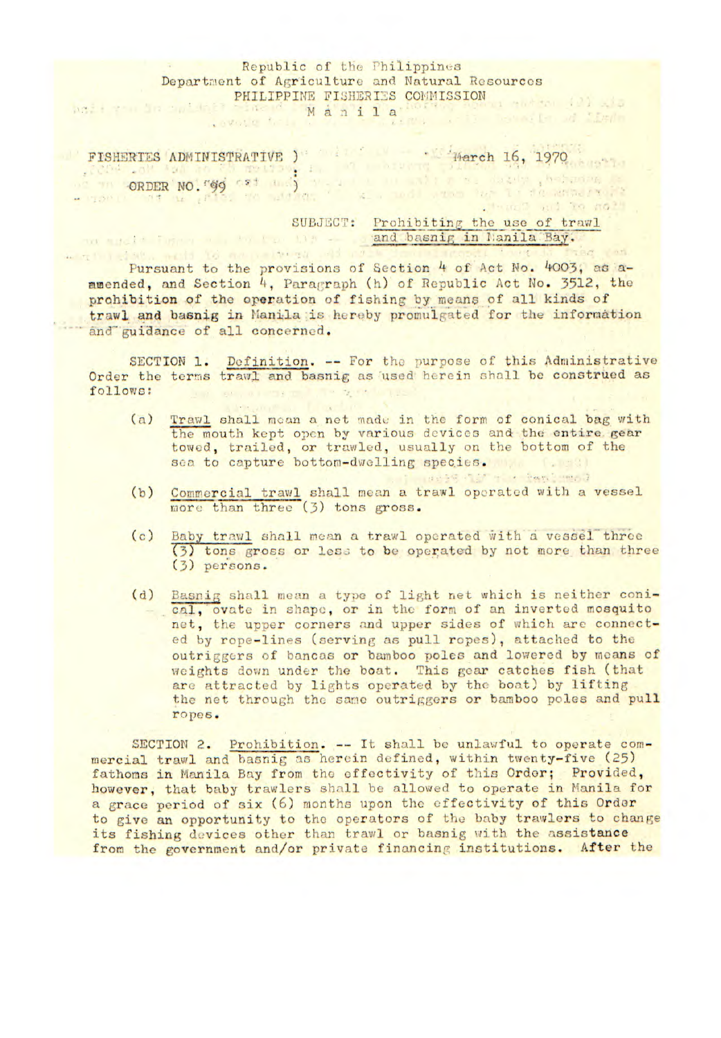Republic of the Philippines
Department of Agriculture and Natural Resources
PHILIPPINE FISHERIES COMMISSION
Manila

FISHERIES ADMINISTRATIVE ORDER NO. 99

March 16, 1970

SUBJECT: Prohibiting the use of trawl and basnig in Manila Bay.

Pursuant to the provisions of Section 4 of Act No. 4003, as amended, and Section 4, Paragraph (h) of Republic Act No. 3512, the prohibition of the operation of fishing by means of all kinds of trawl and basnig in Manila is hereby promulgated for the information and guidance of all concerned.

SECTION 1. Definition. -- For the purpose of this Administrative Order the terms trawl and basnig as used herein shall be construed as follows:

(a) Trawl shall mean a net made in the form of conical bag with the mouth kept open by various devices and the entire gear towed, trailed, or trawled, usually on the bottom of the sea to capture bottom-dwelling species.

(b) Commercial trawl shall mean a trawl operated with a vessel more than three (3) tons gross.

(c) Baby trawl shall mean a trawl operated with a vessel three (3) tons gross or less to be operated by not more than three (3) persons.

(d) Basnig shall mean a type of light net which is neither conical, ovate in shape, or in the form of an inverted mosquito net, the upper corners and upper sides of which are connected by rope-lines (serving as pull ropes), attached to the outriggers of bancas or bamboo poles and lowered by means of weights down under the boat. This gear catches fish (that are attracted by lights operated by the boat) by lifting the net through the same outriggers or bamboo poles and pull ropes.

SECTION 2. Prohibition. -- It shall be unlawful to operate commercial trawl and basnig as herein defined, within twenty-five (25) fathoms in Manila Bay from the effectivity of this Order; Provided, however, that baby trawlers shall be allowed to operate in Manila for a grace period of six (6) months upon the effectivity of this Order to give an opportunity to the operators of the baby trawlers to change its fishing devices other than trawl or basnig with the assistance from the government and/or private financing institutions. After the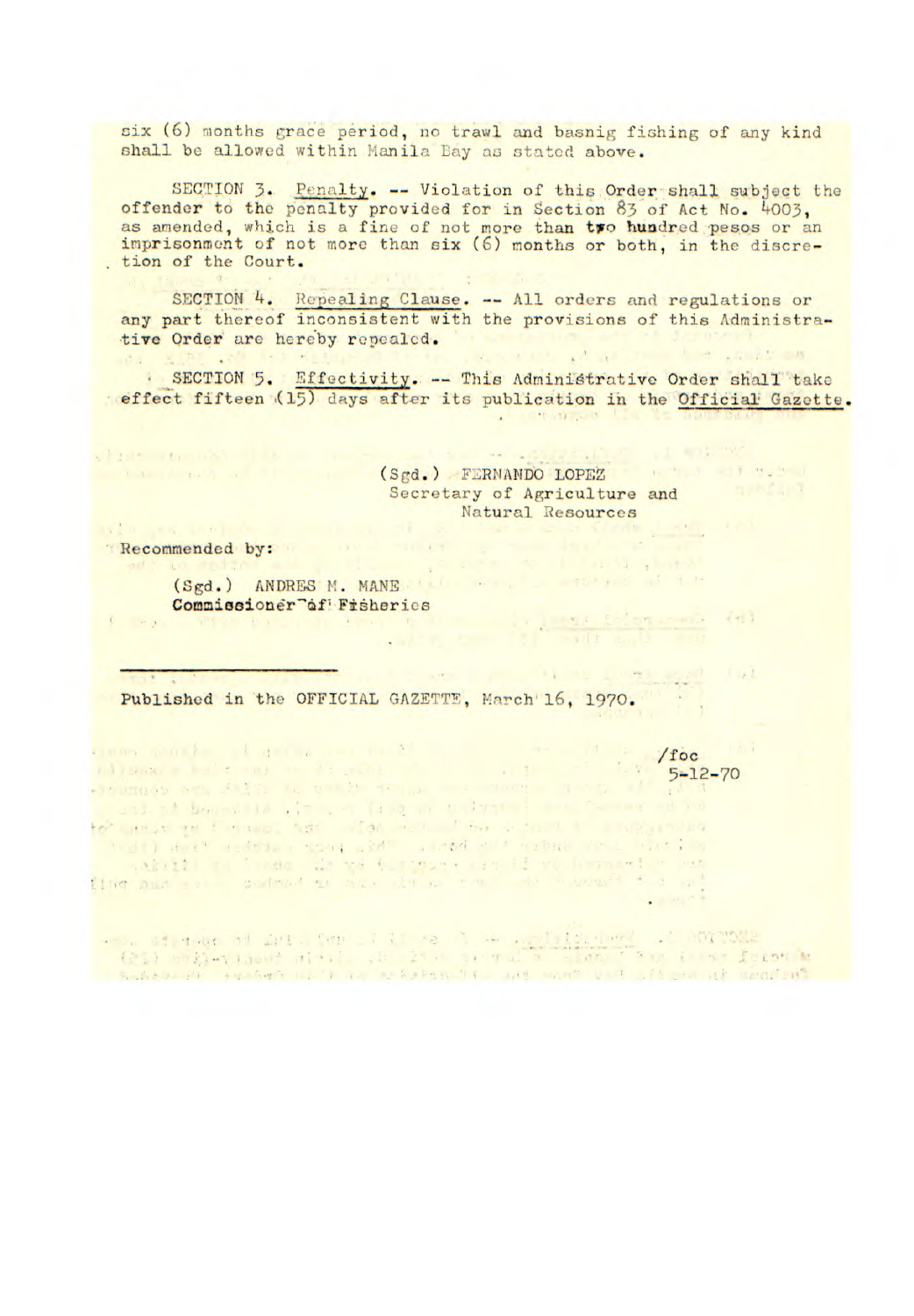six (6) months grace period, no trawl and basnig fishing of any kind shall be allowed within Manila Bay as stated above.

SECTION 3. Penalty. -- Violation of this Order shall subject the offender to the penalty provided for in Section 83 of Act No. 4003, as amended, which is a fine of not more than two hundred pesos or an imprisonment of not more than six (6) months or both, in the discretion of the Court.

SECTION 4. Repealing Clause. -- All orders and regulations or any part thereof inconsistent with the provisions of this Administrative Order are hereby repealed.

SECTION 5. Effectivity. -- This Administrative Order shall take effect fifteen (15) days after its publication in the Official Gazette.

(Sgd.) FERNANDO LOPEZ
Secretary of Agriculture and
Natural Resources

Recommended by:

(Sgd.) ANDRES M. MANE
Commissioner of Fisheries

---

Published in the OFFICIAL GAZETTE, March 16, 1970.

/foc
5-12-70